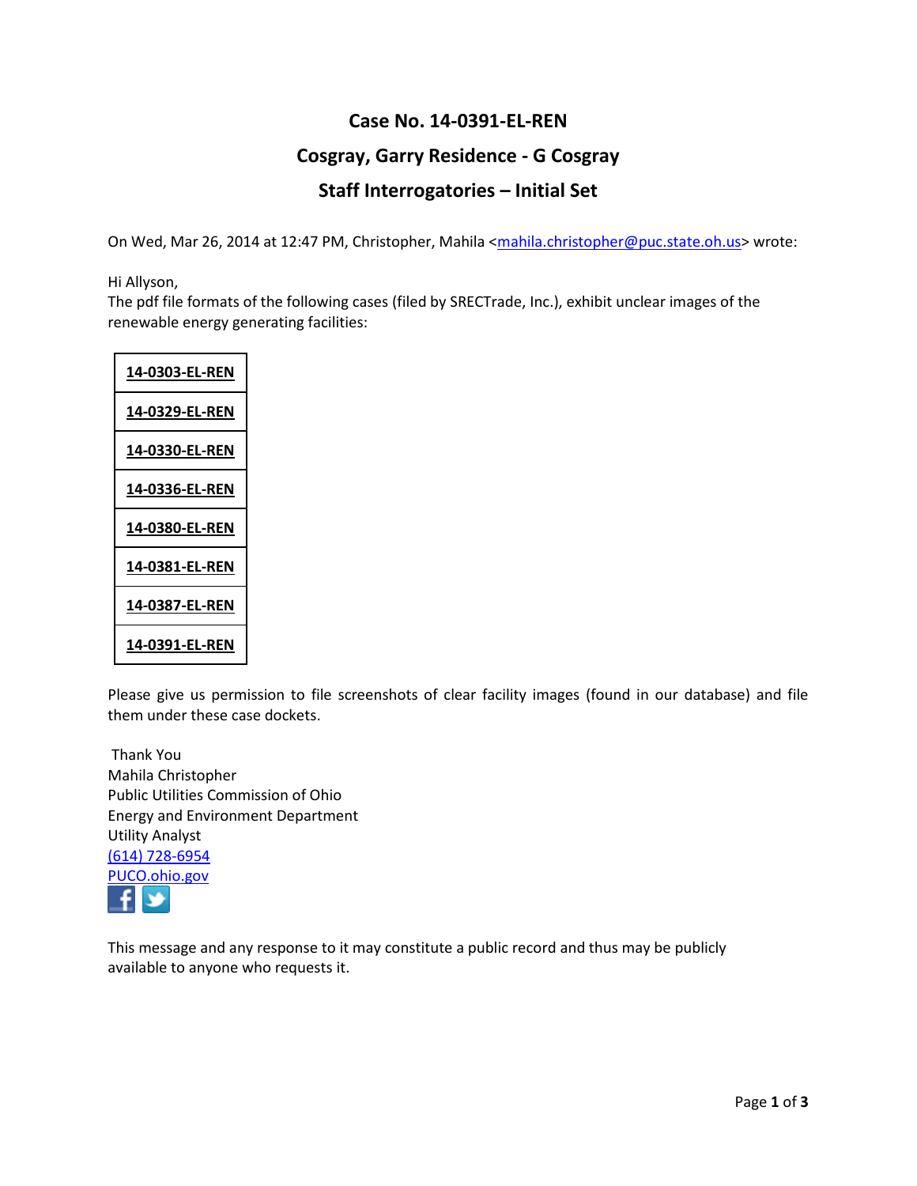# Case No. 14-0391-EL-REN

## Cosgray, Garry Residence - G Cosgray

## Staff Interrogatories – Initial Set

On Wed, Mar 26, 2014 at 12:47 PM, Christopher, Mahila <mahila.christopher@puc.state.oh.us> wrote:

Hi Allyson,
The pdf file formats of the following cases (filed by SRECTrade, Inc.), exhibit unclear images of the renewable energy generating facilities:

| **14-0303-EL-REN** |
|---|
| **14-0329-EL-REN** |
| **14-0330-EL-REN** |
| **14-0336-EL-REN** |
| **14-0380-EL-REN** |
| **14-0381-EL-REN** |
| **14-0387-EL-REN** |
| **14-0391-EL-REN** |

Please give us permission to file screenshots of clear facility images (found in our database) and file them under these case dockets.

Thank You
Mahila Christopher
Public Utilities Commission of Ohio
Energy and Environment Department
Utility Analyst
(614) 728-6954
PUCO.ohio.gov

This message and any response to it may constitute a public record and thus may be publicly available to anyone who requests it.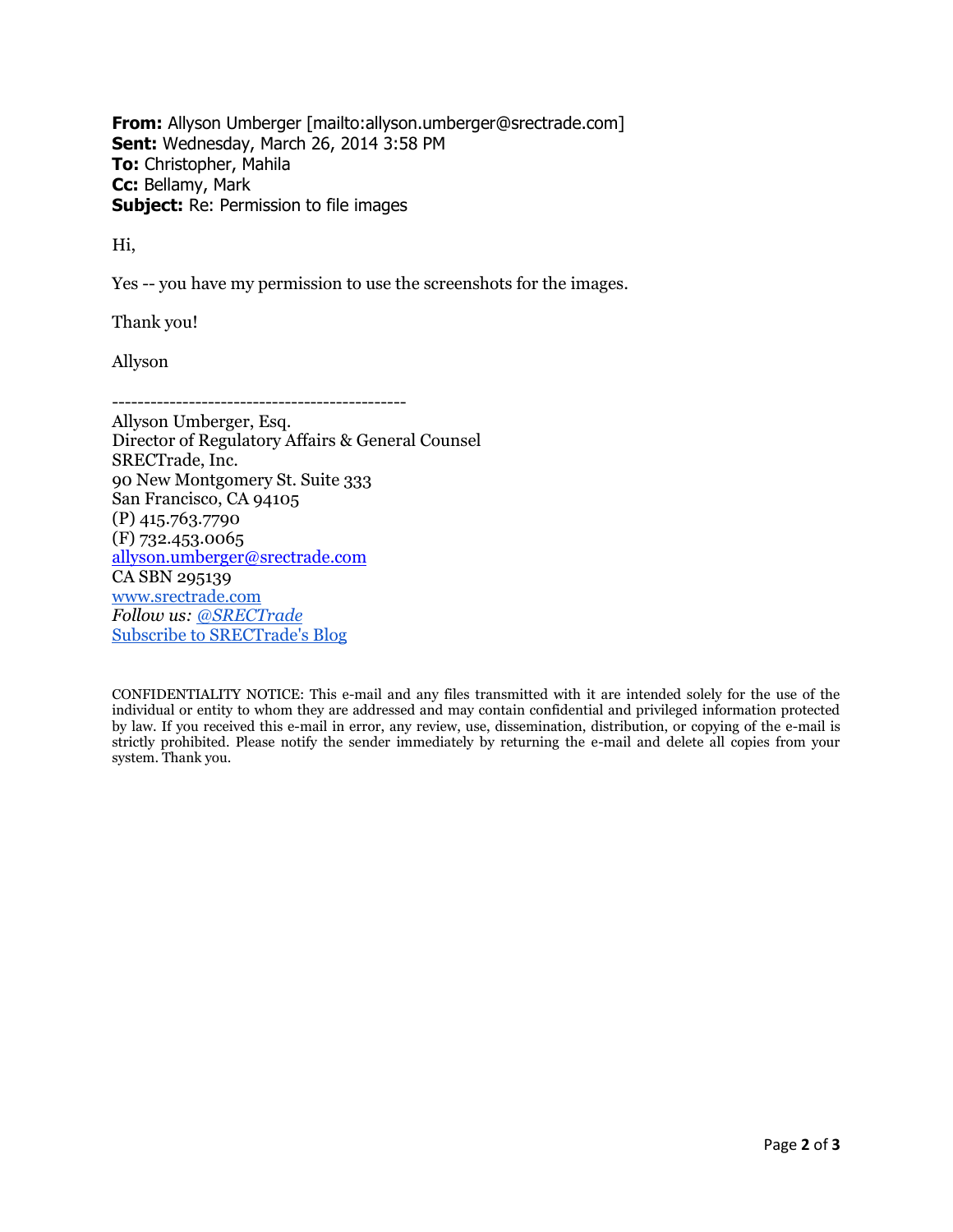**From:** Allyson Umberger [mailto:allyson.umberger@srectrade.com]
**Sent:** Wednesday, March 26, 2014 3:58 PM
**To:** Christopher, Mahila
**Cc:** Bellamy, Mark
**Subject:** Re: Permission to file images

Hi,

Yes -- you have my permission to use the screenshots for the images.

Thank you!

Allyson

----------------------------------------------

Allyson Umberger, Esq.
Director of Regulatory Affairs & General Counsel
SRECTrade, Inc.
90 New Montgomery St. Suite 333
San Francisco, CA 94105
(P) 415.763.7790
(F) 732.453.0065
allyson.umberger@srectrade.com
CA SBN 295139
www.srectrade.com
*Follow us: @SRECTrade*
Subscribe to SRECTrade's Blog

CONFIDENTIALITY NOTICE: This e-mail and any files transmitted with it are intended solely for the use of the individual or entity to whom they are addressed and may contain confidential and privileged information protected by law. If you received this e-mail in error, any review, use, dissemination, distribution, or copying of the e-mail is strictly prohibited. Please notify the sender immediately by returning the e-mail and delete all copies from your system. Thank you.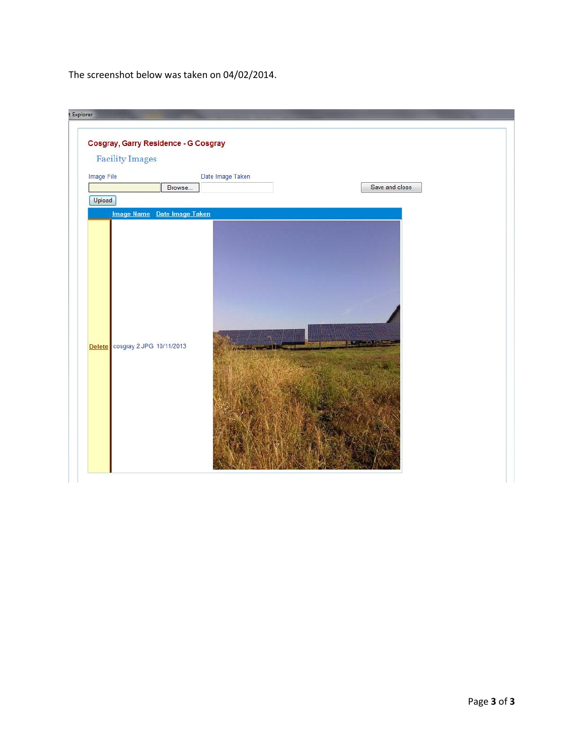The screenshot below was taken on 04/02/2014.

t Explorer

**Cosgray, Garry Residence - G Cosgray**

Facility Images

Image File | Browse... | Date Image Taken | Save and close

Upload

| | Image Name | Date Image Taken |
|---|---|---|
| Delete | cosgray 2.JPG | 10/11/2013 |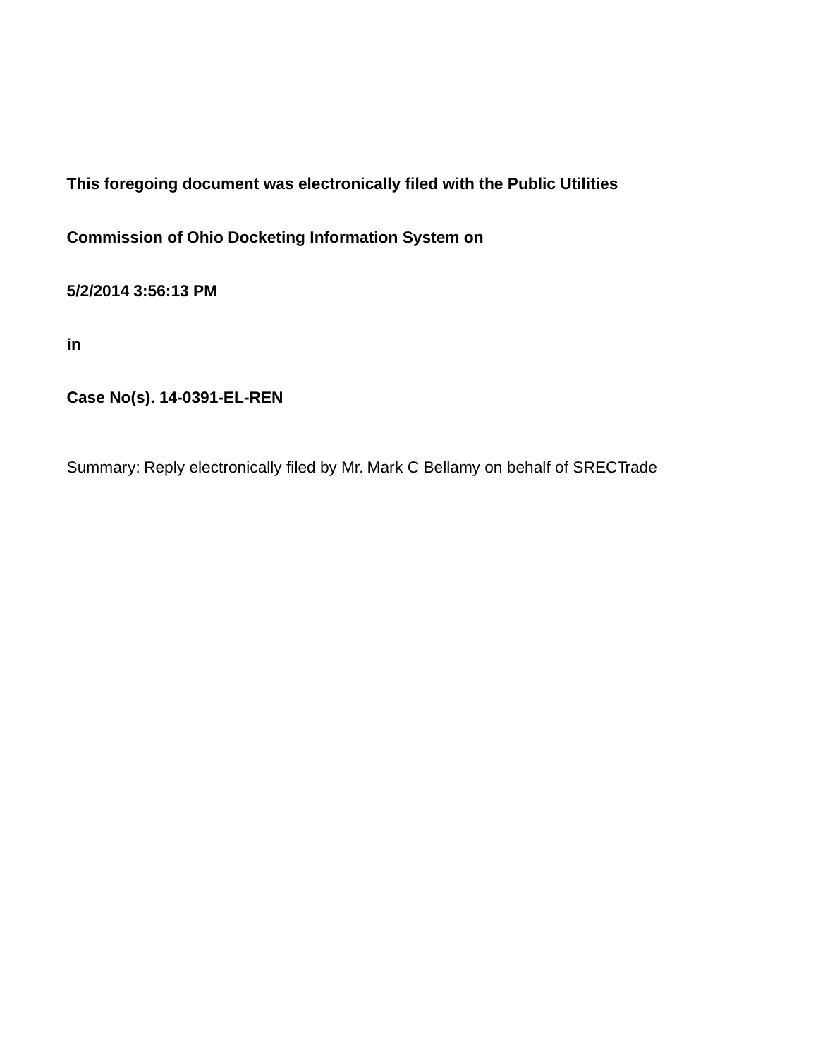**This foregoing document was electronically filed with the Public Utilities**

**Commission of Ohio Docketing Information System on**

**5/2/2014 3:56:13 PM**

**in**

**Case No(s). 14-0391-EL-REN**

Summary: Reply electronically filed by Mr. Mark C Bellamy on behalf of SRECTrade